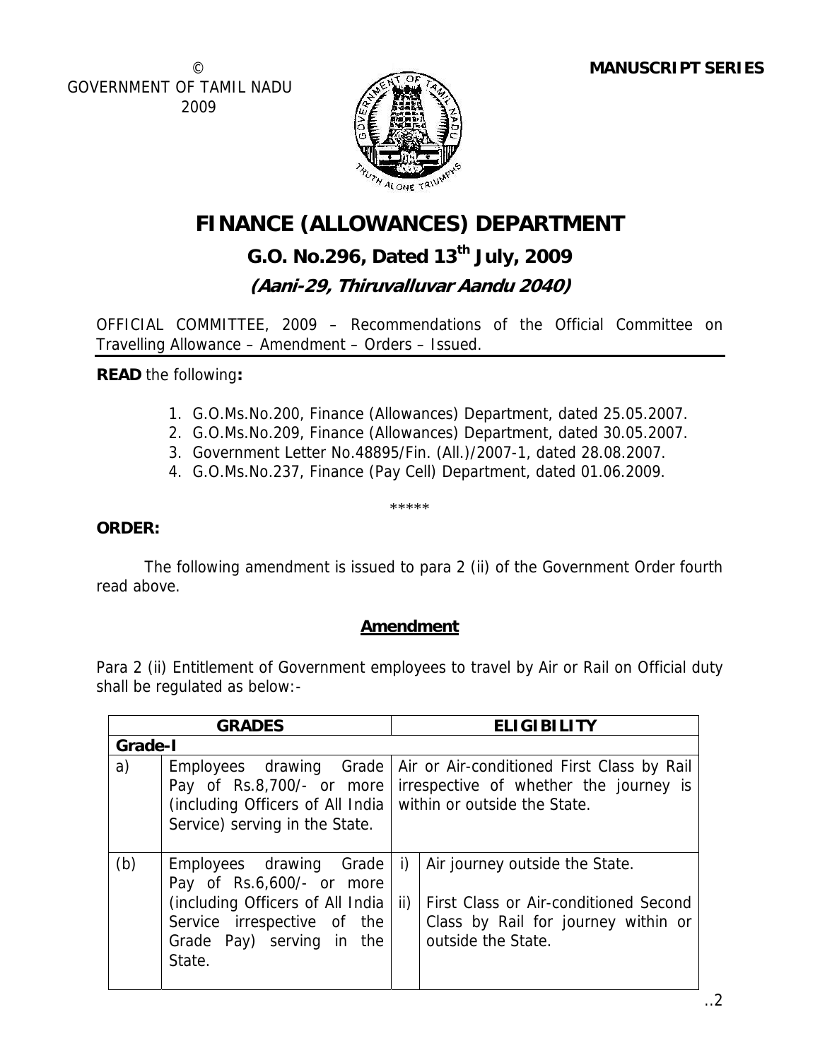© GOVERNMENT OF TAMIL NADU 2009

**MANUSCRIPT SERIES**

# FINANCE (ALLOWANCES) DEPARTMENT

## G.O. No.296, Dated 13th July, 2009

### *(Aani-29, Thiruvalluvar Aandu 2040)*

OFFICIAL COMMITTEE, 2009 – Recommendations of the Official Committee on Travelling Allowance – Amendment – Orders – Issued.

**READ** the following**:**

1. G.O.Ms.No.200, Finance (Allowances) Department, dated 25.05.2007.
2. G.O.Ms.No.209, Finance (Allowances) Department, dated 30.05.2007.
3. Government Letter No.48895/Fin. (All.)/2007-1, dated 28.08.2007.
4. G.O.Ms.No.237, Finance (Pay Cell) Department, dated 01.06.2009.

*****

**ORDER:**

The following amendment is issued to para 2 (ii) of the Government Order fourth read above.

**Amendment**

Para 2 (ii) Entitlement of Government employees to travel by Air or Rail on Official duty shall be regulated as below:-

| GRADES | | ELIGIBILITY | |
|---|---|---|---|
| **Grade-I** | | | |
| a) | Employees drawing Grade Pay of Rs.8,700/- or more (including Officers of All India Service) serving in the State. | Air or Air-conditioned First Class by Rail irrespective of whether the journey is within or outside the State. | |
| (b) | Employees drawing Grade Pay of Rs.6,600/- or more (including Officers of All India Service irrespective of the Grade Pay) serving in the State. | i) | Air journey outside the State. |
| | | ii) | First Class or Air-conditioned Second Class by Rail for journey within or outside the State. |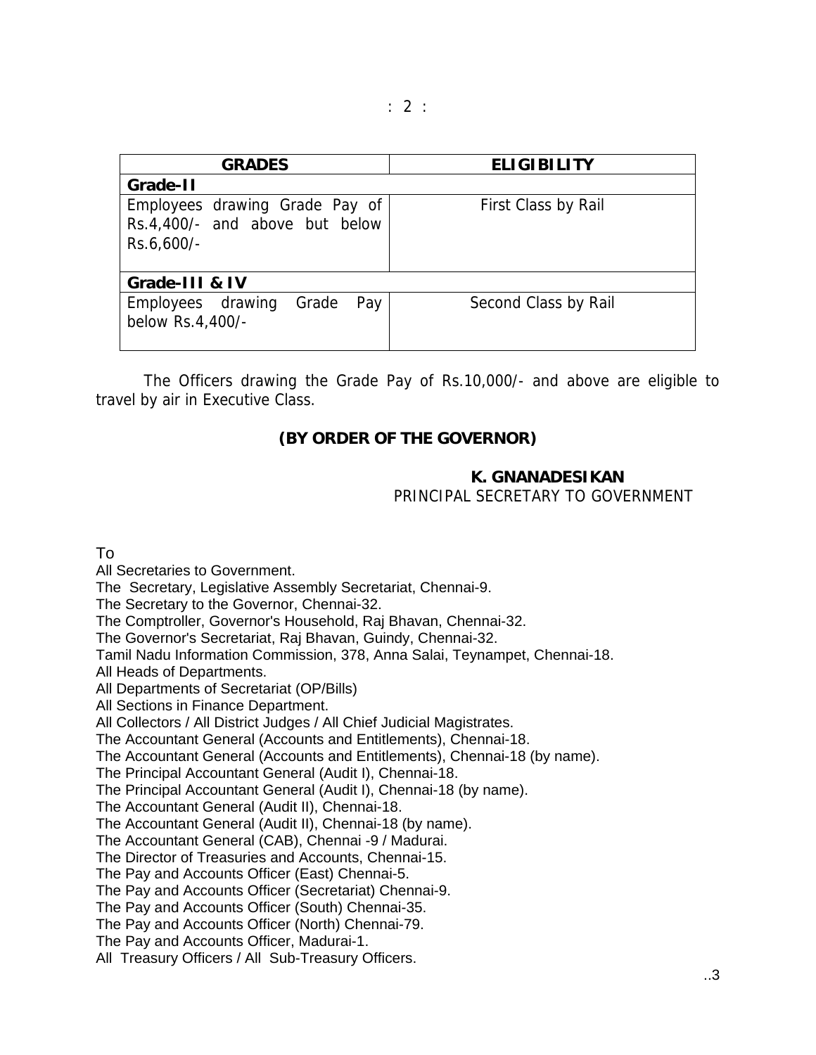| GRADES | ELIGIBILITY |
|---|---|
| **Grade-II** | |
| Employees drawing Grade Pay of Rs.4,400/- and above but below Rs.6,600/- | First Class by Rail |
| **Grade-III & IV** | |
| Employees drawing Grade Pay below Rs.4,400/- | Second Class by Rail |

The Officers drawing the Grade Pay of Rs.10,000/- and above are eligible to travel by air in Executive Class.

**(BY ORDER OF THE GOVERNOR)**

**K. GNANADESIKAN**
PRINCIPAL SECRETARY TO GOVERNMENT

To
All Secretaries to Government.
The Secretary, Legislative Assembly Secretariat, Chennai-9.
The Secretary to the Governor, Chennai-32.
The Comptroller, Governor's Household, Raj Bhavan, Chennai-32.
The Governor's Secretariat, Raj Bhavan, Guindy, Chennai-32.
Tamil Nadu Information Commission, 378, Anna Salai, Teynampet, Chennai-18.
All Heads of Departments.
All Departments of Secretariat (OP/Bills)
All Sections in Finance Department.
All Collectors / All District Judges / All Chief Judicial Magistrates.
The Accountant General (Accounts and Entitlements), Chennai-18.
The Accountant General (Accounts and Entitlements), Chennai-18 (by name).
The Principal Accountant General (Audit I), Chennai-18.
The Principal Accountant General (Audit I), Chennai-18 (by name).
The Accountant General (Audit II), Chennai-18.
The Accountant General (Audit II), Chennai-18 (by name).
The Accountant General (CAB), Chennai -9 / Madurai.
The Director of Treasuries and Accounts, Chennai-15.
The Pay and Accounts Officer (East) Chennai-5.
The Pay and Accounts Officer (Secretariat) Chennai-9.
The Pay and Accounts Officer (South) Chennai-35.
The Pay and Accounts Officer (North) Chennai-79.
The Pay and Accounts Officer, Madurai-1.
All Treasury Officers / All Sub-Treasury Officers.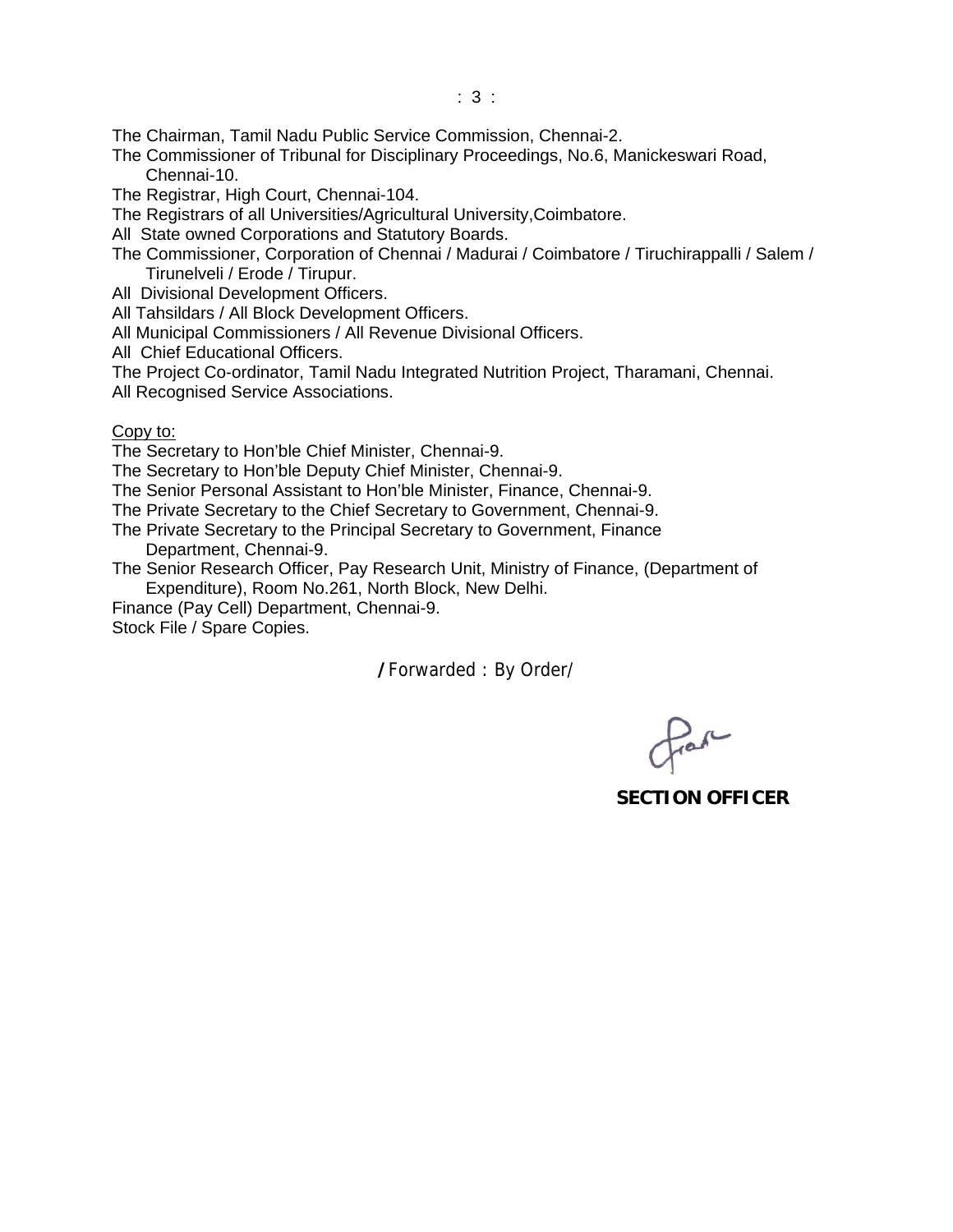The Chairman, Tamil Nadu Public Service Commission, Chennai-2.
The Commissioner of Tribunal for Disciplinary Proceedings, No.6, Manickeswari Road, Chennai-10.
The Registrar, High Court, Chennai-104.
The Registrars of all Universities/Agricultural University,Coimbatore.
All State owned Corporations and Statutory Boards.
The Commissioner, Corporation of Chennai / Madurai / Coimbatore / Tiruchirappalli / Salem / Tirunelveli / Erode / Tirupur.
All Divisional Development Officers.
All Tahsildars / All Block Development Officers.
All Municipal Commissioners / All Revenue Divisional Officers.
All Chief Educational Officers.
The Project Co-ordinator, Tamil Nadu Integrated Nutrition Project, Tharamani, Chennai.
All Recognised Service Associations.

Copy to:
The Secretary to Hon'ble Chief Minister, Chennai-9.
The Secretary to Hon'ble Deputy Chief Minister, Chennai-9.
The Senior Personal Assistant to Hon'ble Minister, Finance, Chennai-9.
The Private Secretary to the Chief Secretary to Government, Chennai-9.
The Private Secretary to the Principal Secretary to Government, Finance Department, Chennai-9.
The Senior Research Officer, Pay Research Unit, Ministry of Finance, (Department of Expenditure), Room No.261, North Block, New Delhi.
Finance (Pay Cell) Department, Chennai-9.
Stock File / Spare Copies.

/Forwarded : By Order/

**SECTION OFFICER**